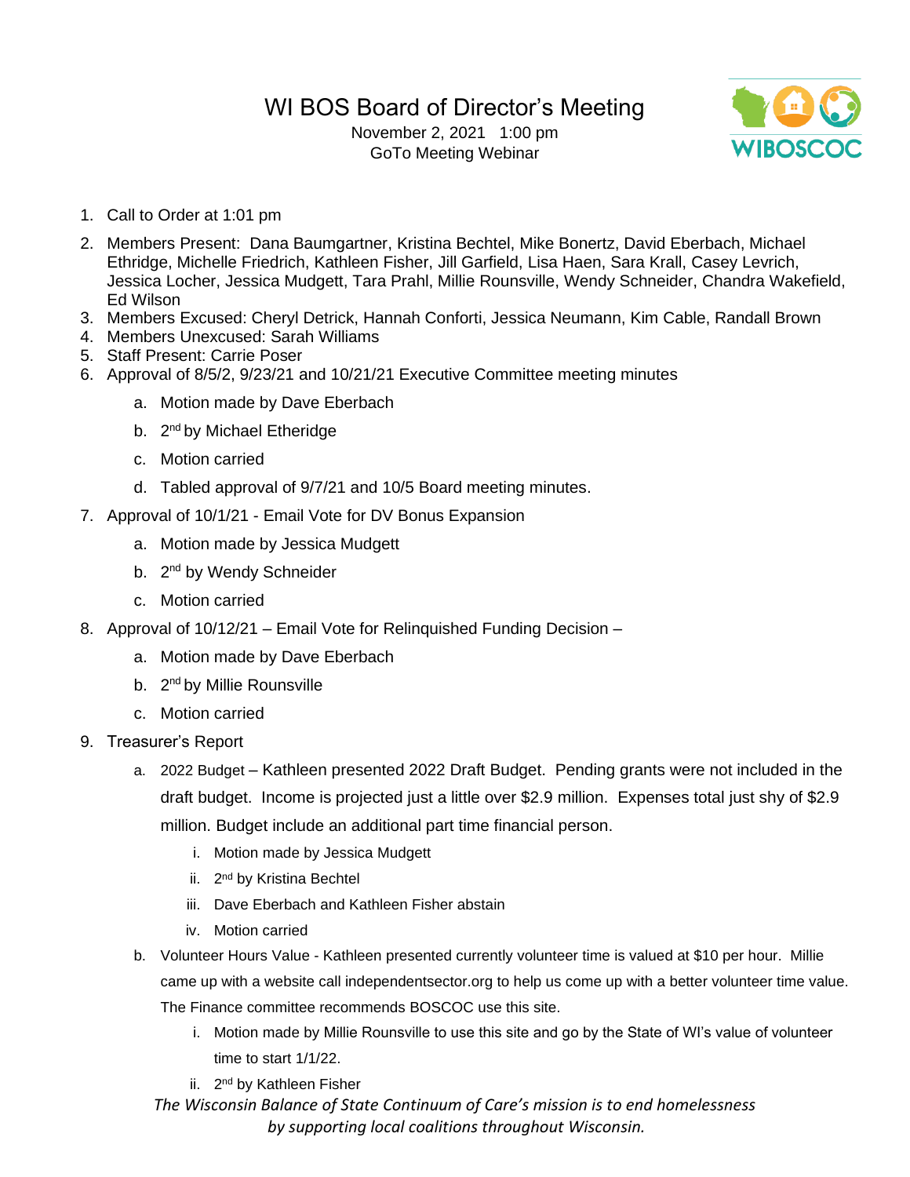# WI BOS Board of Director's Meeting

November 2, 2021 1:00 pm
GoTo Meeting Webinar

1. Call to Order at 1:01 pm
2. Members Present: Dana Baumgartner, Kristina Bechtel, Mike Bonertz, David Eberbach, Michael Ethridge, Michelle Friedrich, Kathleen Fisher, Jill Garfield, Lisa Haen, Sara Krall, Casey Levrich, Jessica Locher, Jessica Mudgett, Tara Prahl, Millie Rounsville, Wendy Schneider, Chandra Wakefield, Ed Wilson
3. Members Excused: Cheryl Detrick, Hannah Conforti, Jessica Neumann, Kim Cable, Randall Brown
4. Members Unexcused: Sarah Williams
5. Staff Present: Carrie Poser
6. Approval of 8/5/2, 9/23/21 and 10/21/21 Executive Committee meeting minutes
   a. Motion made by Dave Eberbach
   b. 2nd by Michael Etheridge
   c. Motion carried
   d. Tabled approval of 9/7/21 and 10/5 Board meeting minutes.
7. Approval of 10/1/21 - Email Vote for DV Bonus Expansion
   a. Motion made by Jessica Mudgett
   b. 2nd by Wendy Schneider
   c. Motion carried
8. Approval of 10/12/21 – Email Vote for Relinquished Funding Decision –
   a. Motion made by Dave Eberbach
   b. 2nd by Millie Rounsville
   c. Motion carried
9. Treasurer's Report
   a. 2022 Budget – Kathleen presented 2022 Draft Budget. Pending grants were not included in the draft budget. Income is projected just a little over $2.9 million. Expenses total just shy of $2.9 million. Budget include an additional part time financial person.
      i. Motion made by Jessica Mudgett
      ii. 2nd by Kristina Bechtel
      iii. Dave Eberbach and Kathleen Fisher abstain
      iv. Motion carried
   b. Volunteer Hours Value - Kathleen presented currently volunteer time is valued at $10 per hour. Millie came up with a website call independentsector.org to help us come up with a better volunteer time value. The Finance committee recommends BOSCOC use this site.
      i. Motion made by Millie Rounsville to use this site and go by the State of WI's value of volunteer time to start 1/1/22.
      ii. 2nd by Kathleen Fisher

*The Wisconsin Balance of State Continuum of Care's mission is to end homelessness by supporting local coalitions throughout Wisconsin.*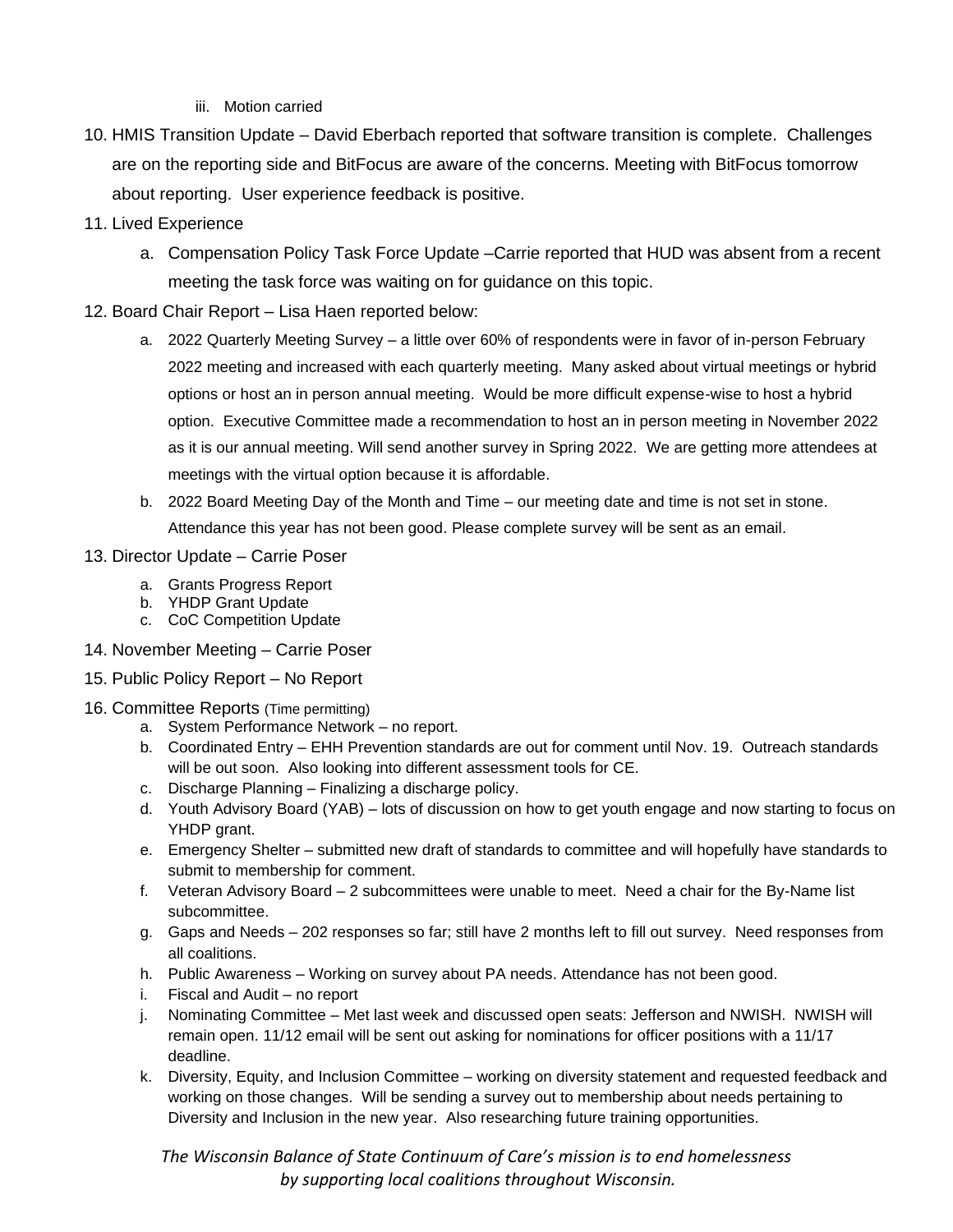iii. Motion carried

10. HMIS Transition Update – David Eberbach reported that software transition is complete. Challenges are on the reporting side and BitFocus are aware of the concerns. Meeting with BitFocus tomorrow about reporting. User experience feedback is positive.
11. Lived Experience
    a. Compensation Policy Task Force Update –Carrie reported that HUD was absent from a recent meeting the task force was waiting on for guidance on this topic.
12. Board Chair Report – Lisa Haen reported below:
    a. 2022 Quarterly Meeting Survey – a little over 60% of respondents were in favor of in-person February 2022 meeting and increased with each quarterly meeting. Many asked about virtual meetings or hybrid options or host an in person annual meeting. Would be more difficult expense-wise to host a hybrid option. Executive Committee made a recommendation to host an in person meeting in November 2022 as it is our annual meeting. Will send another survey in Spring 2022. We are getting more attendees at meetings with the virtual option because it is affordable.
    b. 2022 Board Meeting Day of the Month and Time – our meeting date and time is not set in stone. Attendance this year has not been good. Please complete survey will be sent as an email.
13. Director Update – Carrie Poser
    a. Grants Progress Report
    b. YHDP Grant Update
    c. CoC Competition Update
14. November Meeting – Carrie Poser
15. Public Policy Report – No Report
16. Committee Reports (Time permitting)
    a. System Performance Network – no report.
    b. Coordinated Entry – EHH Prevention standards are out for comment until Nov. 19. Outreach standards will be out soon. Also looking into different assessment tools for CE.
    c. Discharge Planning – Finalizing a discharge policy.
    d. Youth Advisory Board (YAB) – lots of discussion on how to get youth engage and now starting to focus on YHDP grant.
    e. Emergency Shelter – submitted new draft of standards to committee and will hopefully have standards to submit to membership for comment.
    f. Veteran Advisory Board – 2 subcommittees were unable to meet. Need a chair for the By-Name list subcommittee.
    g. Gaps and Needs – 202 responses so far; still have 2 months left to fill out survey. Need responses from all coalitions.
    h. Public Awareness – Working on survey about PA needs. Attendance has not been good.
    i. Fiscal and Audit – no report
    j. Nominating Committee – Met last week and discussed open seats: Jefferson and NWISH. NWISH will remain open. 11/12 email will be sent out asking for nominations for officer positions with a 11/17 deadline.
    k. Diversity, Equity, and Inclusion Committee – working on diversity statement and requested feedback and working on those changes. Will be sending a survey out to membership about needs pertaining to Diversity and Inclusion in the new year. Also researching future training opportunities.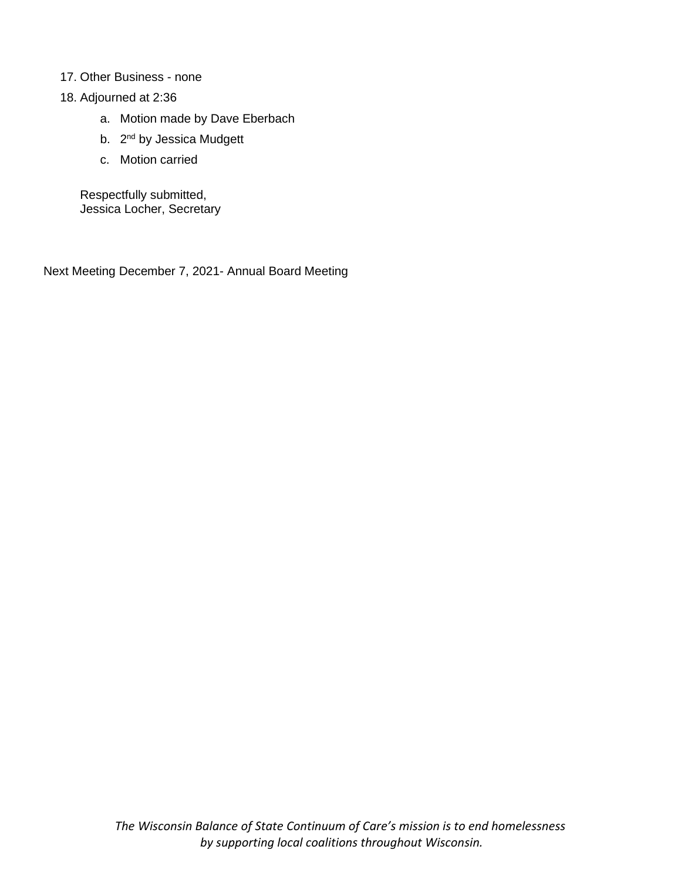17. Other Business - none
18. Adjourned at 2:36
    a. Motion made by Dave Eberbach
    b. 2nd by Jessica Mudgett
    c. Motion carried

Respectfully submitted,
Jessica Locher, Secretary

Next Meeting December 7, 2021- Annual Board Meeting

*The Wisconsin Balance of State Continuum of Care's mission is to end homelessness by supporting local coalitions throughout Wisconsin.*